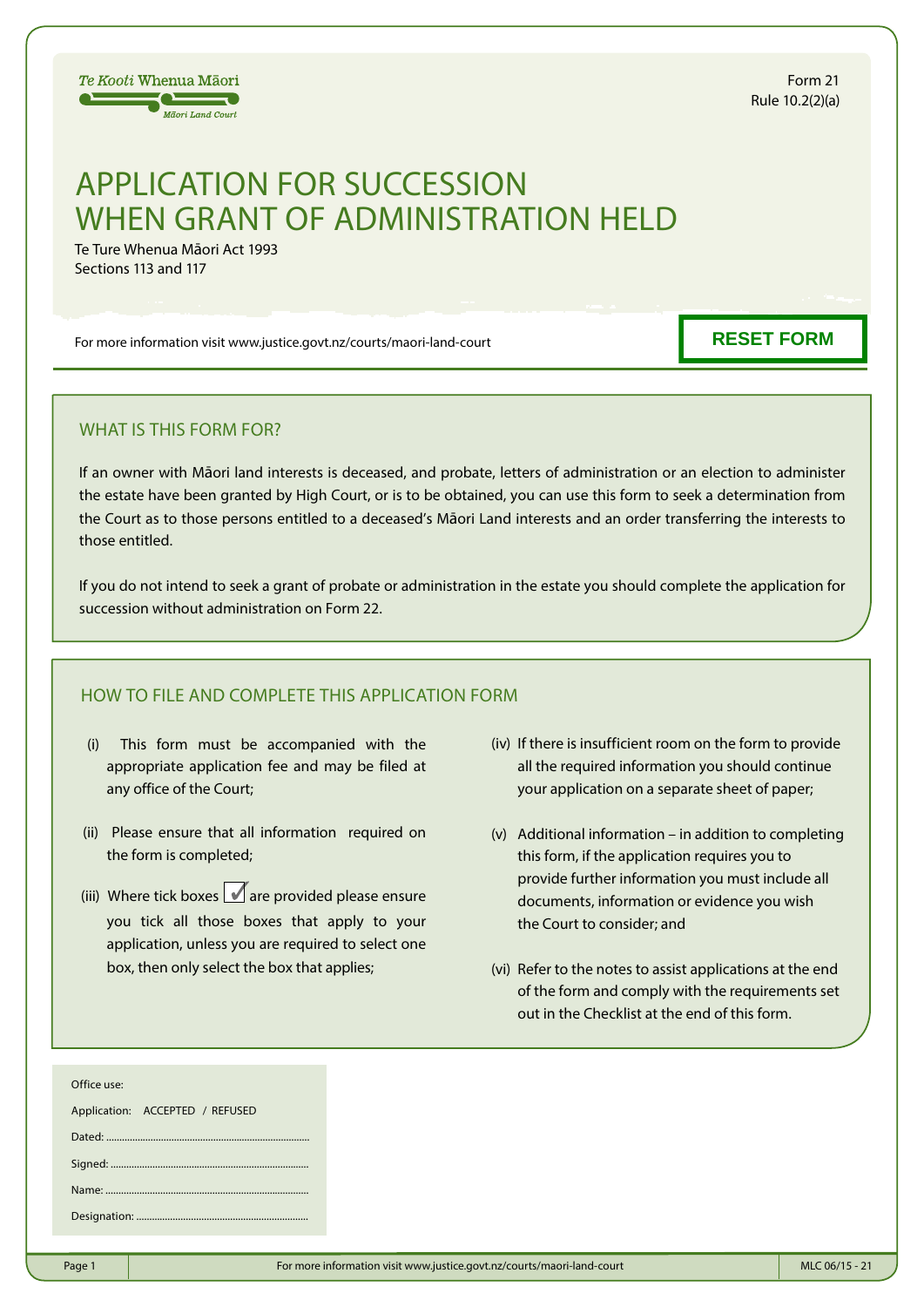Te Kooti Whenua Māori
Māori Land Court

Form 21
Rule 10.2(2)(a)

# APPLICATION FOR SUCCESSION WHEN GRANT OF ADMINISTRATION HELD

Te Ture Whenua Māori Act 1993
Sections 113 and 117

For more information visit www.justice.govt.nz/courts/maori-land-court

RESET FORM

## WHAT IS THIS FORM FOR?

If an owner with Māori land interests is deceased, and probate, letters of administration or an election to administer the estate have been granted by High Court, or is to be obtained, you can use this form to seek a determination from the Court as to those persons entitled to a deceased's Māori Land interests and an order transferring the interests to those entitled.

If you do not intend to seek a grant of probate or administration in the estate you should complete the application for succession without administration on Form 22.

## HOW TO FILE AND COMPLETE THIS APPLICATION FORM

(i) This form must be accompanied with the appropriate application fee and may be filed at any office of the Court;

(ii) Please ensure that all information required on the form is completed;

(iii) Where tick boxes ☑ are provided please ensure you tick all those boxes that apply to your application, unless you are required to select one box, then only select the box that applies;

(iv) If there is insufficient room on the form to provide all the required information you should continue your application on a separate sheet of paper;

(v) Additional information – in addition to completing this form, if the application requires you to provide further information you must include all documents, information or evidence you wish the Court to consider; and

(vi) Refer to the notes to assist applications at the end of the form and comply with the requirements set out in the Checklist at the end of this form.

Office use:

Application: ACCEPTED / REFUSED

Dated: ..........................................

Signed: ..........................................

Name: ..........................................

Designation: ..........................................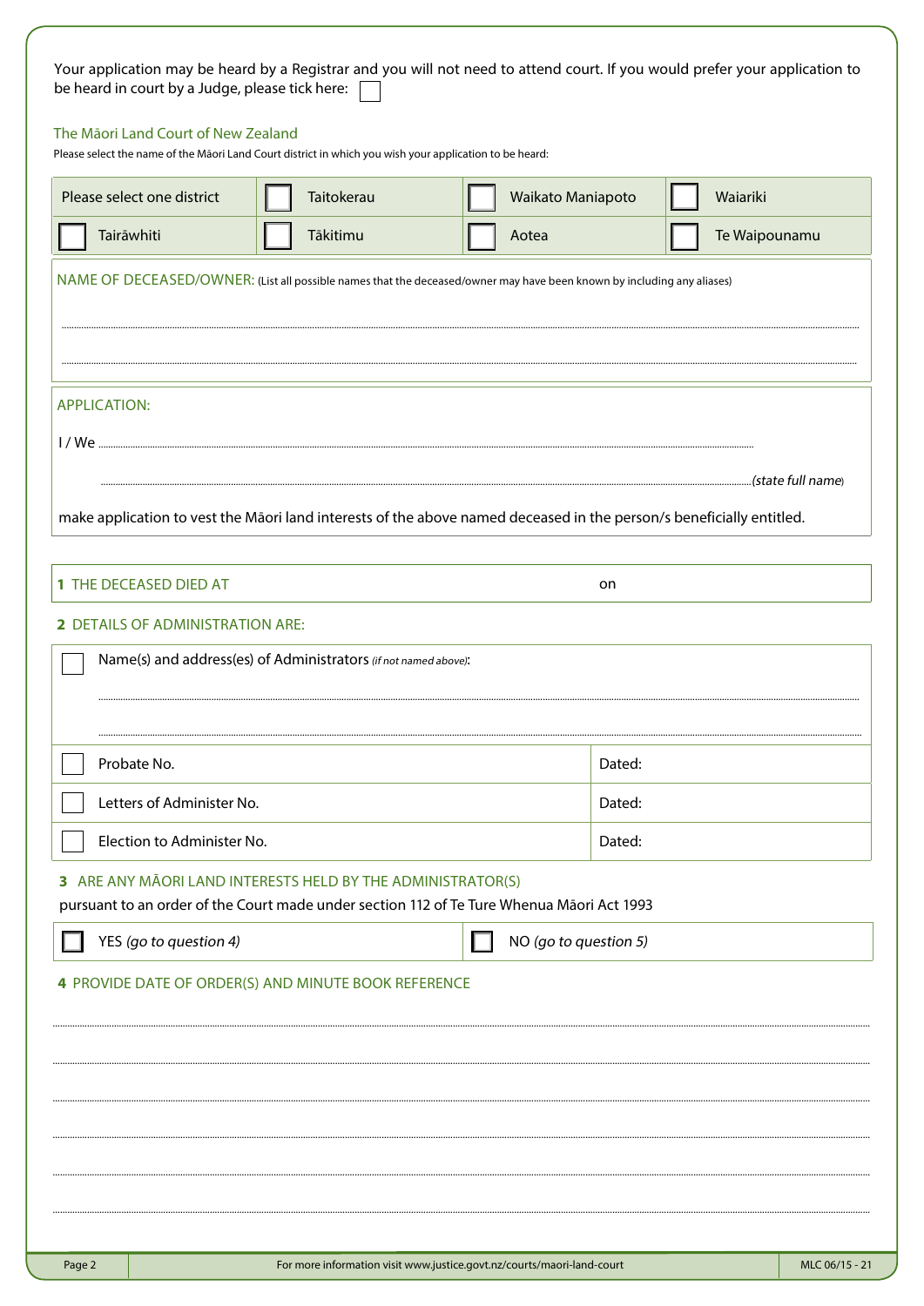Your application may be heard by a Registrar and you will not need to attend court. If you would prefer your application to be heard in court by a Judge, please tick here: ☐

## The Māori Land Court of New Zealand

Please select the name of the Māori Land Court district in which you wish your application to be heard:

| Please select one district | ☐ Taitokerau | ☐ Waikato Maniapoto | ☐ Waiariki |
|---|---|---|---|
| ☐ Tairāwhiti | ☐ Tākitimu | ☐ Aotea | ☐ Te Waipounamu |

**NAME OF DECEASED/OWNER:** (List all possible names that the deceased/owner may have been known by including any aliases)

.....................................................................................................

.....................................................................................................

**APPLICATION:**

I / We .....................................................................................................

..................................................................................................... *(state full name)*

make application to vest the Māori land interests of the above named deceased in the person/s beneficially entitled.

**1** THE DECEASED DIED AT on

**2** DETAILS OF ADMINISTRATION ARE:

| | |
|---|---|
| ☐ Name(s) and address(es) of Administrators *(if not named above)*: ..................................................................................................... ..................................................................................................... | |
| ☐ Probate No. | Dated: |
| ☐ Letters of Administer No. | Dated: |
| ☐ Election to Administer No. | Dated: |

**3** ARE ANY MĀORI LAND INTERESTS HELD BY THE ADMINISTRATOR(S)

pursuant to an order of the Court made under section 112 of Te Ture Whenua Māori Act 1993

| ☐ YES *(go to question 4)* | ☐ NO *(go to question 5)* |
|---|---|

**4** PROVIDE DATE OF ORDER(S) AND MINUTE BOOK REFERENCE

.....................................................................................................

.....................................................................................................

.....................................................................................................

.....................................................................................................

.....................................................................................................

.....................................................................................................

For more information visit www.justice.govt.nz/courts/maori-land-court

MLC 06/15 - 21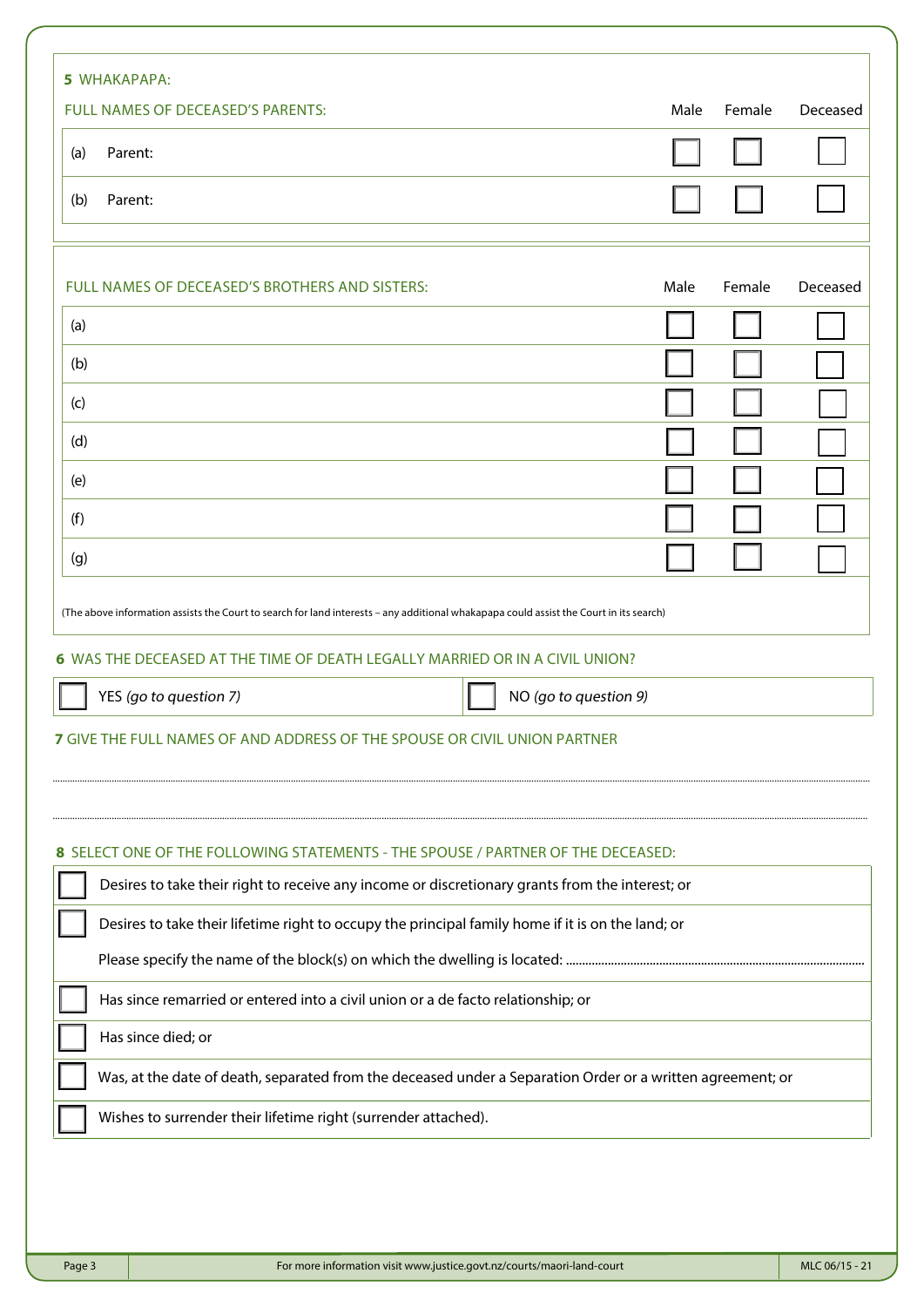**5** WHAKAPAPA:

| FULL NAMES OF DECEASED'S PARENTS: | Male | Female | Deceased |
|---|---|---|---|
| (a) Parent: | ☐ | ☐ | ☐ |
| (b) Parent: | ☐ | ☐ | ☐ |

| FULL NAMES OF DECEASED'S BROTHERS AND SISTERS: | Male | Female | Deceased |
|---|---|---|---|
| (a) | ☐ | ☐ | ☐ |
| (b) | ☐ | ☐ | ☐ |
| (c) | ☐ | ☐ | ☐ |
| (d) | ☐ | ☐ | ☐ |
| (e) | ☐ | ☐ | ☐ |
| (f) | ☐ | ☐ | ☐ |
| (g) | ☐ | ☐ | ☐ |

(The above information assists the Court to search for land interests – any additional whakapapa could assist the Court in its search)

**6** WAS THE DECEASED AT THE TIME OF DEATH LEGALLY MARRIED OR IN A CIVIL UNION?

☐ YES *(go to question 7)* ☐ NO *(go to question 9)*

**7** GIVE THE FULL NAMES OF AND ADDRESS OF THE SPOUSE OR CIVIL UNION PARTNER

.................................................................................................................................

.................................................................................................................................

**8** SELECT ONE OF THE FOLLOWING STATEMENTS - THE SPOUSE / PARTNER OF THE DECEASED:

☐ Desires to take their right to receive any income or discretionary grants from the interest; or

☐ Desires to take their lifetime right to occupy the principal family home if it is on the land; or

Please specify the name of the block(s) on which the dwelling is located: ..........................................................

☐ Has since remarried or entered into a civil union or a de facto relationship; or

☐ Has since died; or

☐ Was, at the date of death, separated from the deceased under a Separation Order or a written agreement; or

☐ Wishes to surrender their lifetime right (surrender attached).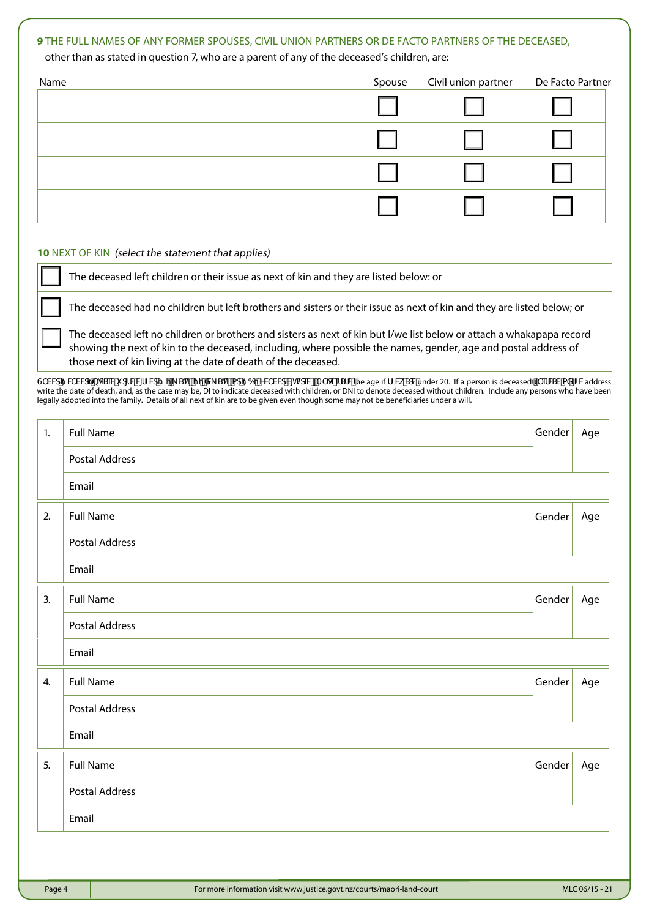**9** THE FULL NAMES OF ANY FORMER SPOUSES, CIVIL UNION PARTNERS OR DE FACTO PARTNERS OF THE DECEASED, other than as stated in question 7, who are a parent of any of the deceased's children, are:

| Name | Spouse | Civil union partner | De Facto Partner |
|---|---|---|---|
| | ☐ | ☐ | ☐ |
| | ☐ | ☐ | ☐ |
| | ☐ | ☐ | ☐ |
| | ☐ | ☐ | ☐ |

**10** NEXT OF KIN *(select the statement that applies)*

☐ The deceased left children or their issue as next of kin and they are listed below: or

☐ The deceased had no children but left brothers and sisters or their issue as next of kin and they are listed below; or

☐ The deceased left no children or brothers and sisters as next of kin but I/we list below or attach a whakapapa record showing the next of kin to the deceased, including, where possible the names, gender, age and postal address of those next of kin living at the date of death of the deceased.

Under Gender, please write either 'male', 'female' or 'gender diverse' / not stated. Under Age, state the age if they are under 20. If a person is deceased, instead of the address write the date of death, and, as the case may be, DI to indicate deceased with children, or DNI to denote deceased without children. Include any persons who have been legally adopted into the family. Details of all next of kin are to be given even though some may not be beneficiaries under a will.

| | | Gender | Age |
|---|---|---|---|
| 1. | Full Name | | |
| | Postal Address | | |
| | Email | | |
| 2. | Full Name | | |
| | Postal Address | | |
| | Email | | |
| 3. | Full Name | | |
| | Postal Address | | |
| | Email | | |
| 4. | Full Name | | |
| | Postal Address | | |
| | Email | | |
| 5. | Full Name | | |
| | Postal Address | | |
| | Email | | |

For more information visit www.justice.govt.nz/courts/maori-land-court

MLC 06/15 - 21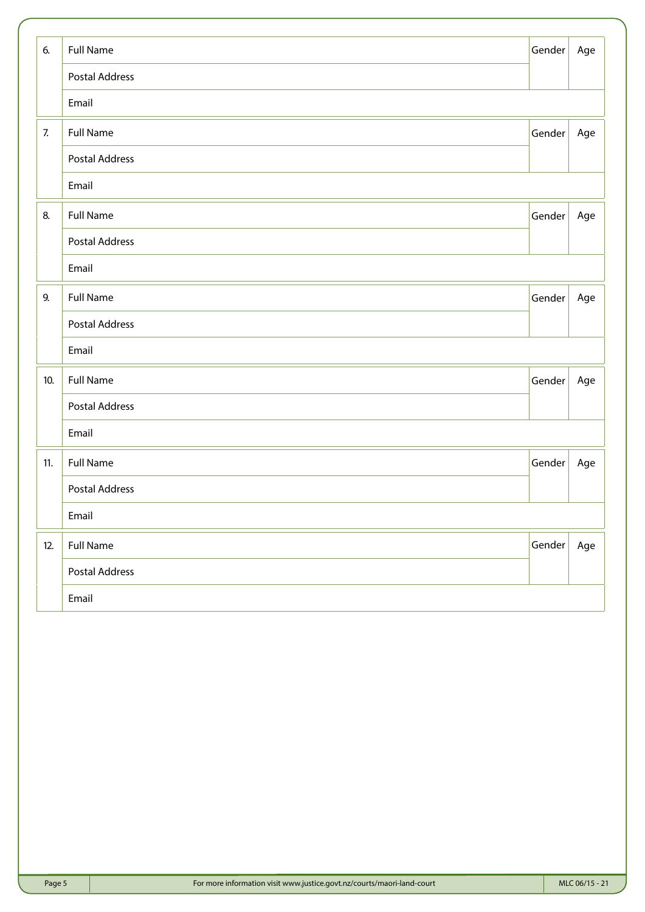| | | | |
|---|---|---|---|
| 6. | Full Name | Gender | Age |
| | Postal Address | | |
| | Email | | |
| 7. | Full Name | Gender | Age |
| | Postal Address | | |
| | Email | | |
| 8. | Full Name | Gender | Age |
| | Postal Address | | |
| | Email | | |
| 9. | Full Name | Gender | Age |
| | Postal Address | | |
| | Email | | |
| 10. | Full Name | Gender | Age |
| | Postal Address | | |
| | Email | | |
| 11. | Full Name | Gender | Age |
| | Postal Address | | |
| | Email | | |
| 12. | Full Name | Gender | Age |
| | Postal Address | | |
| | Email | | |

For more information visit www.justice.govt.nz/courts/maori-land-court

MLC 06/15 - 21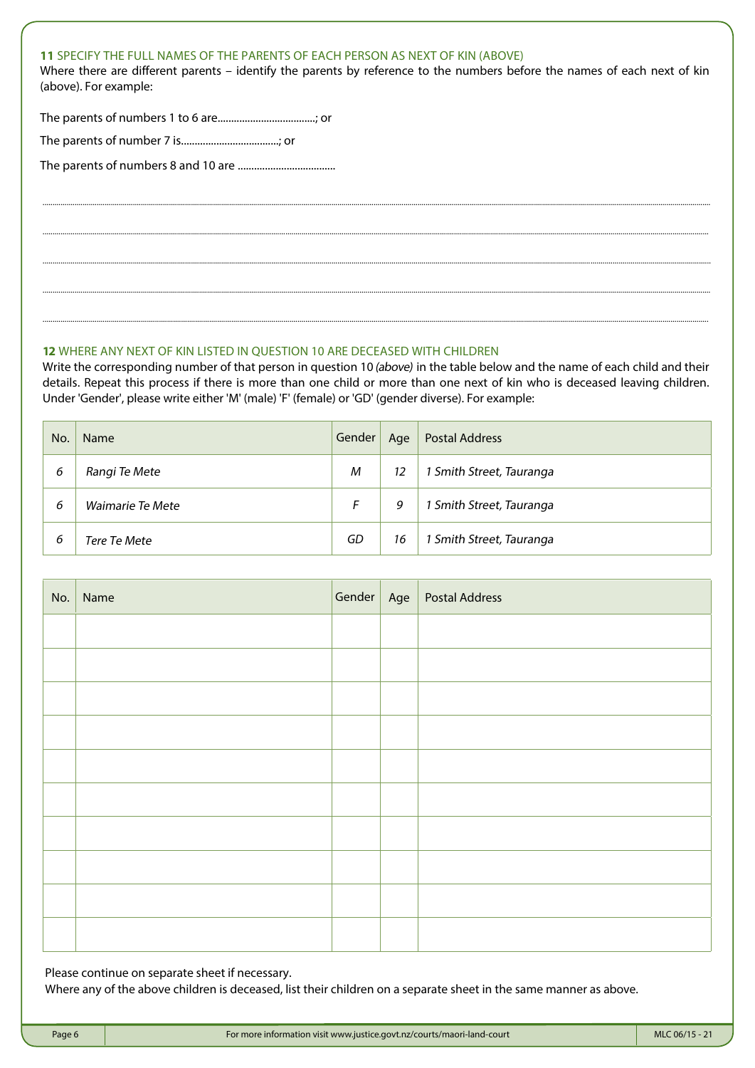**11** SPECIFY THE FULL NAMES OF THE PARENTS OF EACH PERSON AS NEXT OF KIN (ABOVE)

Where there are different parents – identify the parents by reference to the numbers before the names of each next of kin (above). For example:

The parents of numbers 1 to 6 are....................................; or

The parents of number 7 is....................................; or

The parents of numbers 8 and 10 are ....................................

..........................................................................................................................................................................................................

..........................................................................................................................................................................................................

..........................................................................................................................................................................................................

..........................................................................................................................................................................................................

..........................................................................................................................................................................................................

**12** WHERE ANY NEXT OF KIN LISTED IN QUESTION 10 ARE DECEASED WITH CHILDREN

Write the corresponding number of that person in question 10 *(above)* in the table below and the name of each child and their details. Repeat this process if there is more than one child or more than one next of kin who is deceased leaving children. Under 'Gender', please write either 'M' (male) 'F' (female) or 'GD' (gender diverse). For example:

| No. | Name | Gender | Age | Postal Address |
|---|---|---|---|---|
| *6* | *Rangi Te Mete* | *M* | *12* | *1 Smith Street, Tauranga* |
| *6* | *Waimarie Te Mete* | *F* | *9* | *1 Smith Street, Tauranga* |
| *6* | *Tere Te Mete* | *GD* | *16* | *1 Smith Street, Tauranga* |

| No. | Name | Gender | Age | Postal Address |
|---|---|---|---|---|
| | | | | |
| | | | | |
| | | | | |
| | | | | |
| | | | | |
| | | | | |
| | | | | |
| | | | | |
| | | | | |
| | | | | |

Please continue on separate sheet if necessary.

Where any of the above children is deceased, list their children on a separate sheet in the same manner as above.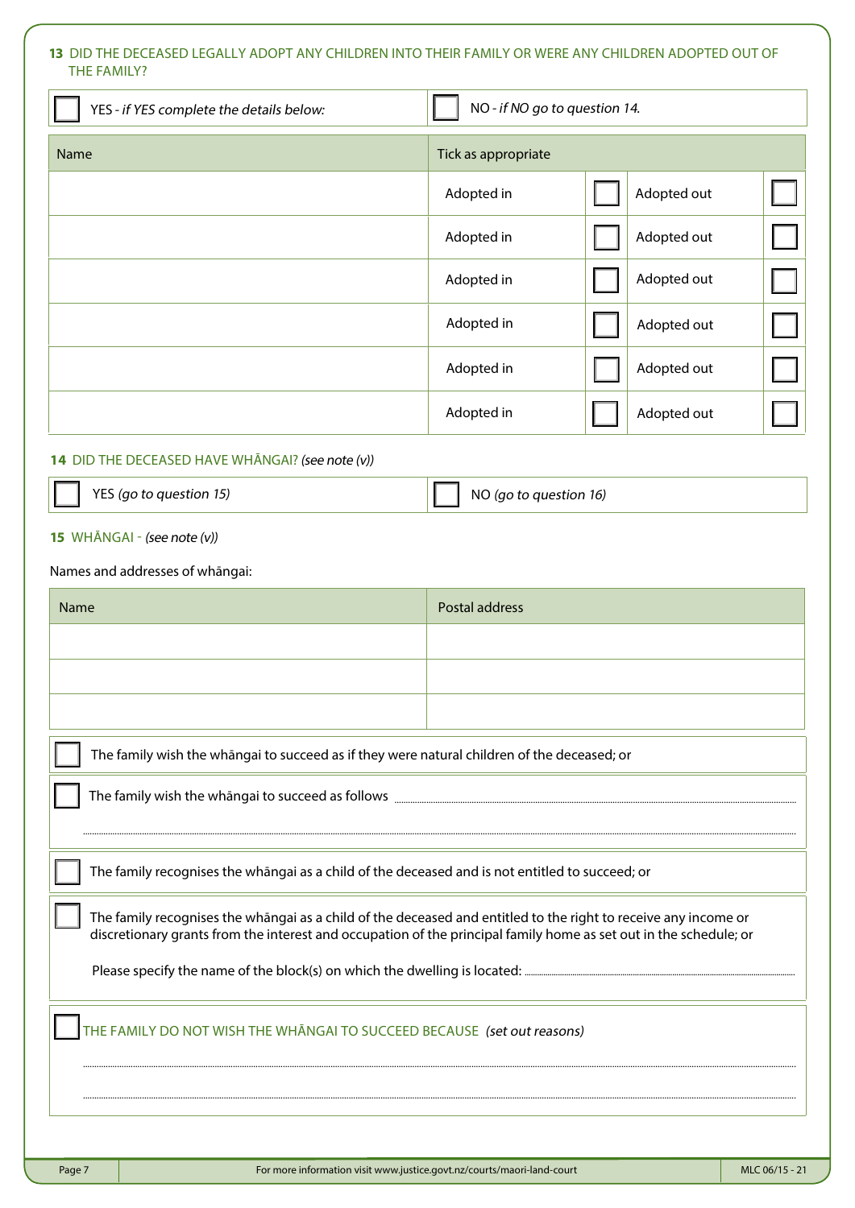**13** DID THE DECEASED LEGALLY ADOPT ANY CHILDREN INTO THEIR FAMILY OR WERE ANY CHILDREN ADOPTED OUT OF THE FAMILY?

| ☐ YES - *if YES complete the details below:* | ☐ NO - *if NO go to question 14.* |
|---|---|

| Name | Tick as appropriate | | | |
|---|---|---|---|---|
| | Adopted in | ☐ | Adopted out | ☐ |
| | Adopted in | ☐ | Adopted out | ☐ |
| | Adopted in | ☐ | Adopted out | ☐ |
| | Adopted in | ☐ | Adopted out | ☐ |
| | Adopted in | ☐ | Adopted out | ☐ |
| | Adopted in | ☐ | Adopted out | ☐ |

**14** DID THE DECEASED HAVE WHĀNGAI? *(see note (v))*

| ☐ YES *(go to question 15)* | ☐ NO *(go to question 16)* |
|---|---|

**15** WHĀNGAI - *(see note (v))*

Names and addresses of whāngai:

| Name | Postal address |
|---|---|
| | |
| | |
| | |

☐ The family wish the whāngai to succeed as if they were natural children of the deceased; or

☐ The family wish the whāngai to succeed as follows ..............................................................

..............................................................................................................................................

☐ The family recognises the whāngai as a child of the deceased and is not entitled to succeed; or

☐ The family recognises the whāngai as a child of the deceased and entitled to the right to receive any income or discretionary grants from the interest and occupation of the principal family home as set out in the schedule; or

Please specify the name of the block(s) on which the dwelling is located: ..............................................................

☐ THE FAMILY DO NOT WISH THE WHĀNGAI TO SUCCEED BECAUSE *(set out reasons)*

..............................................................................................................................................

..............................................................................................................................................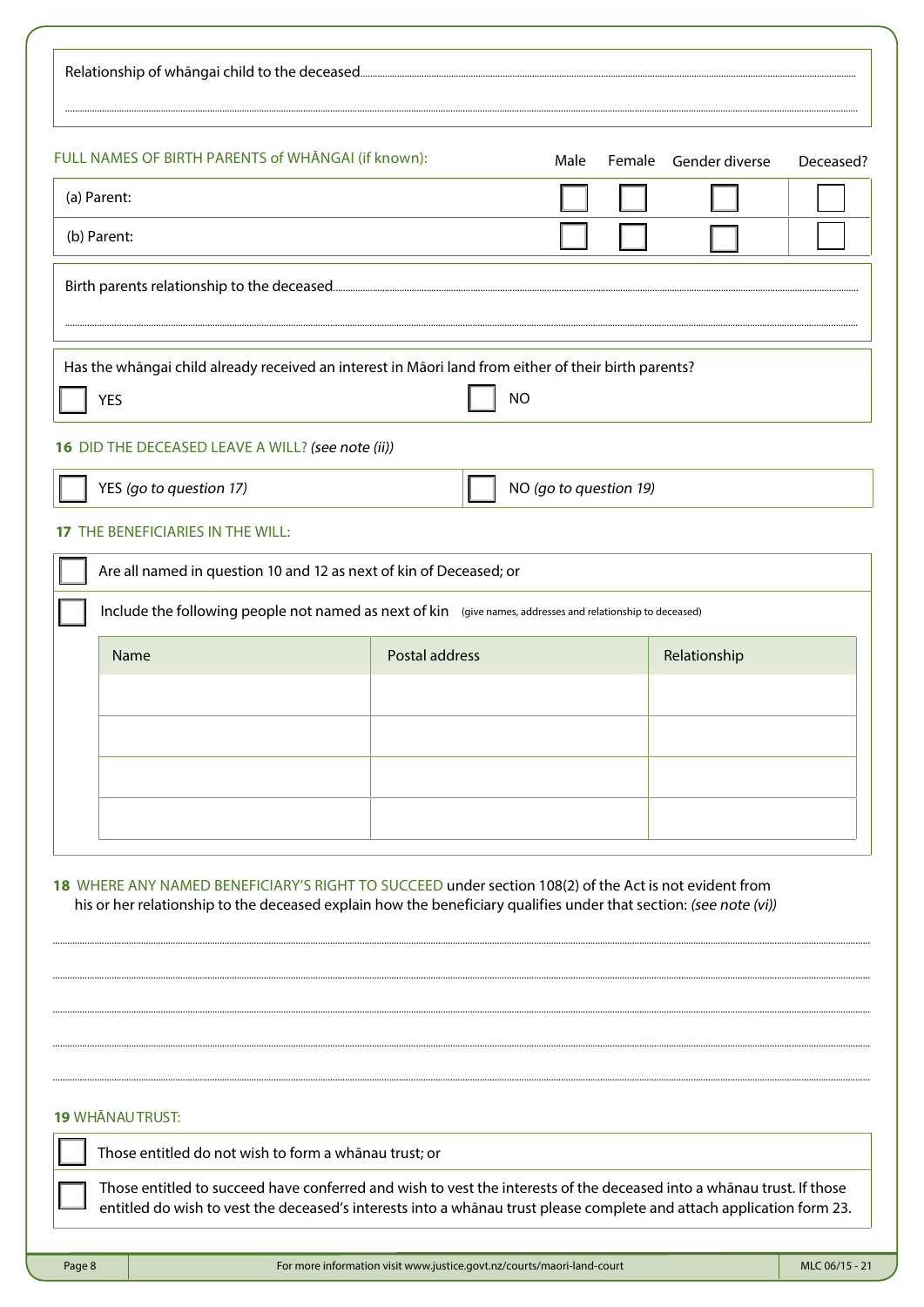Relationship of whāngai child to the deceased..............................................................................................................

......................................................................................................................................................................................

FULL NAMES OF BIRTH PARENTS of WHĀNGAI (if known):

| | Male | Female | Gender diverse | Deceased? |
|---|---|---|---|---|
| (a) Parent: | ☐ | ☐ | ☐ | ☐ |
| (b) Parent: | ☐ | ☐ | ☐ | ☐ |

Birth parents relationship to the deceased..............................................................................................................

......................................................................................................................................................................................

Has the whāngai child already received an interest in Māori land from either of their birth parents?

☐ YES ☐ NO

**16** DID THE DECEASED LEAVE A WILL? *(see note (ii))*

☐ YES *(go to question 17)* ☐ NO *(go to question 19)*

**17** THE BENEFICIARIES IN THE WILL:

☐ Are all named in question 10 and 12 as next of kin of Deceased; or

☐ Include the following people not named as next of kin (give names, addresses and relationship to deceased)

| Name | Postal address | Relationship |
|---|---|---|
| | | |
| | | |
| | | |
| | | |

**18** WHERE ANY NAMED BENEFICIARY'S RIGHT TO SUCCEED under section 108(2) of the Act is not evident from his or her relationship to the deceased explain how the beneficiary qualifies under that section: *(see note (vi))*

......................................................................................................................................................................................

......................................................................................................................................................................................

......................................................................................................................................................................................

......................................................................................................................................................................................

......................................................................................................................................................................................

**19** WHĀNAU TRUST:

☐ Those entitled do not wish to form a whānau trust; or

☐ Those entitled to succeed have conferred and wish to vest the interests of the deceased into a whānau trust. If those entitled do wish to vest the deceased's interests into a whānau trust please complete and attach application form 23.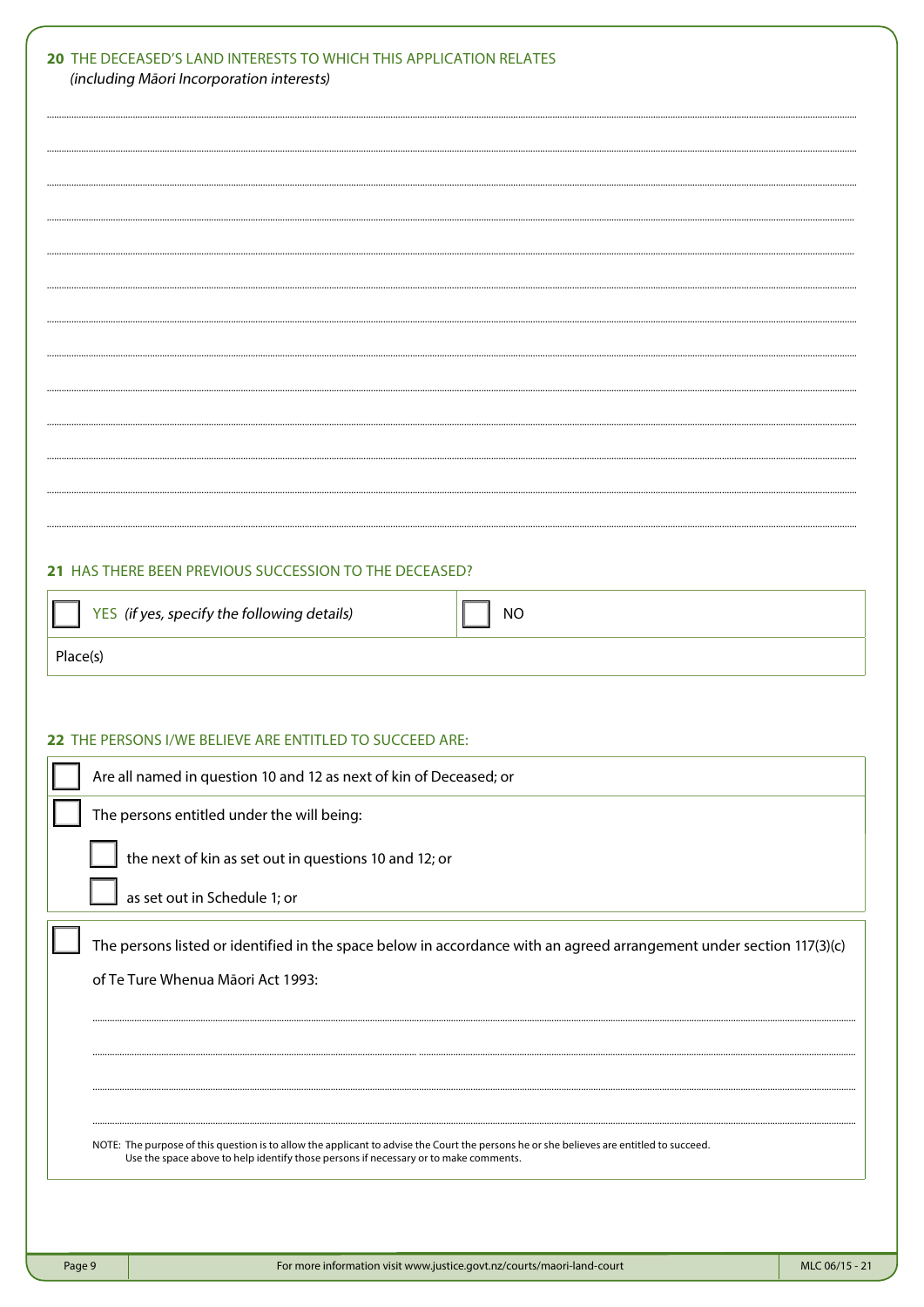## 20 THE DECEASED'S LAND INTERESTS TO WHICH THIS APPLICATION RELATES

*(including Māori Incorporation interests)*

.................................................................................................................................................

.................................................................................................................................................

.................................................................................................................................................

.................................................................................................................................................

.................................................................................................................................................

.................................................................................................................................................

.................................................................................................................................................

.................................................................................................................................................

.................................................................................................................................................

.................................................................................................................................................

.................................................................................................................................................

.................................................................................................................................................

.................................................................................................................................................

## 21 HAS THERE BEEN PREVIOUS SUCCESSION TO THE DECEASED?

| ☐ YES *(if yes, specify the following details)* | ☐ NO |
|---|---|
| Place(s) | |

## 22 THE PERSONS I/WE BELIEVE ARE ENTITLED TO SUCCEED ARE:

☐ Are all named in question 10 and 12 as next of kin of Deceased; or

☐ The persons entitled under the will being:

- ☐ the next of kin as set out in questions 10 and 12; or
- ☐ as set out in Schedule 1; or

☐ The persons listed or identified in the space below in accordance with an agreed arrangement under section 117(3)(c) of Te Ture Whenua Māori Act 1993:

.................................................................................................................................................

.................................................................................................................................................

.................................................................................................................................................

.................................................................................................................................................

NOTE: The purpose of this question is to allow the applicant to advise the Court the persons he or she believes are entitled to succeed. Use the space above to help identify those persons if necessary or to make comments.

For more information visit www.justice.govt.nz/courts/maori-land-court

MLC 06/15 - 21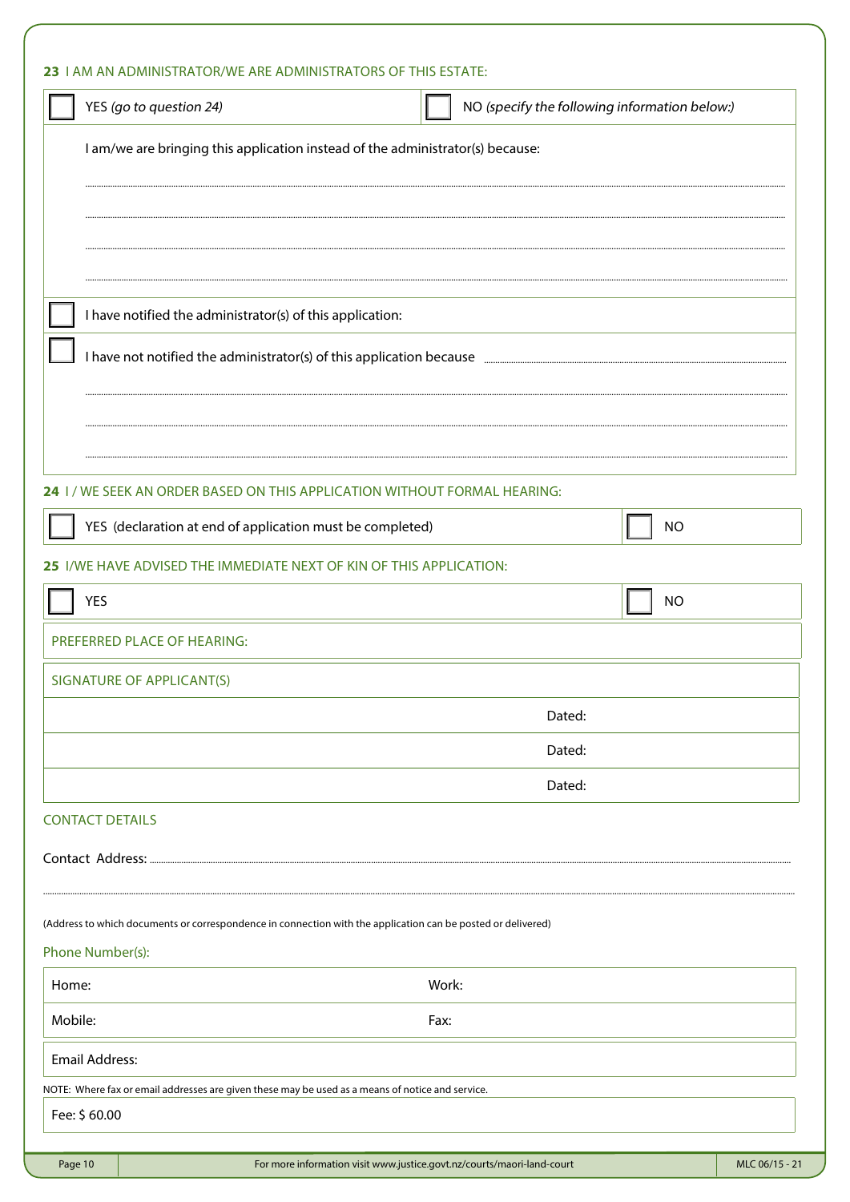**23** I AM AN ADMINISTRATOR/WE ARE ADMINISTRATORS OF THIS ESTATE:

| | |
|---|---|
| ☐ YES *(go to question 24)* | ☐ NO *(specify the following information below:)* |

I am/we are bringing this application instead of the administrator(s) because:

.......................................................................................................................................

.......................................................................................................................................

.......................................................................................................................................

.......................................................................................................................................

☐ I have notified the administrator(s) of this application:

☐ I have not notified the administrator(s) of this application because .......................................................

.......................................................................................................................................

.......................................................................................................................................

.......................................................................................................................................

**24** I / WE SEEK AN ORDER BASED ON THIS APPLICATION WITHOUT FORMAL HEARING:

| | |
|---|---|
| ☐ YES (declaration at end of application must be completed) | ☐ NO |

**25** I/WE HAVE ADVISED THE IMMEDIATE NEXT OF KIN OF THIS APPLICATION:

| | |
|---|---|
| ☐ YES | ☐ NO |

PREFERRED PLACE OF HEARING:

| SIGNATURE OF APPLICANT(S) | |
|---|---|
| | Dated: |
| | Dated: |
| | Dated: |

CONTACT DETAILS

Contact Address: .......................................................................................................................................

.......................................................................................................................................

(Address to which documents or correspondence in connection with the application can be posted or delivered)

Phone Number(s):

| | |
|---|---|
| Home: | Work: |
| Mobile: | Fax: |

Email Address:

NOTE: Where fax or email addresses are given these may be used as a means of notice and service.

Fee: $ 60.00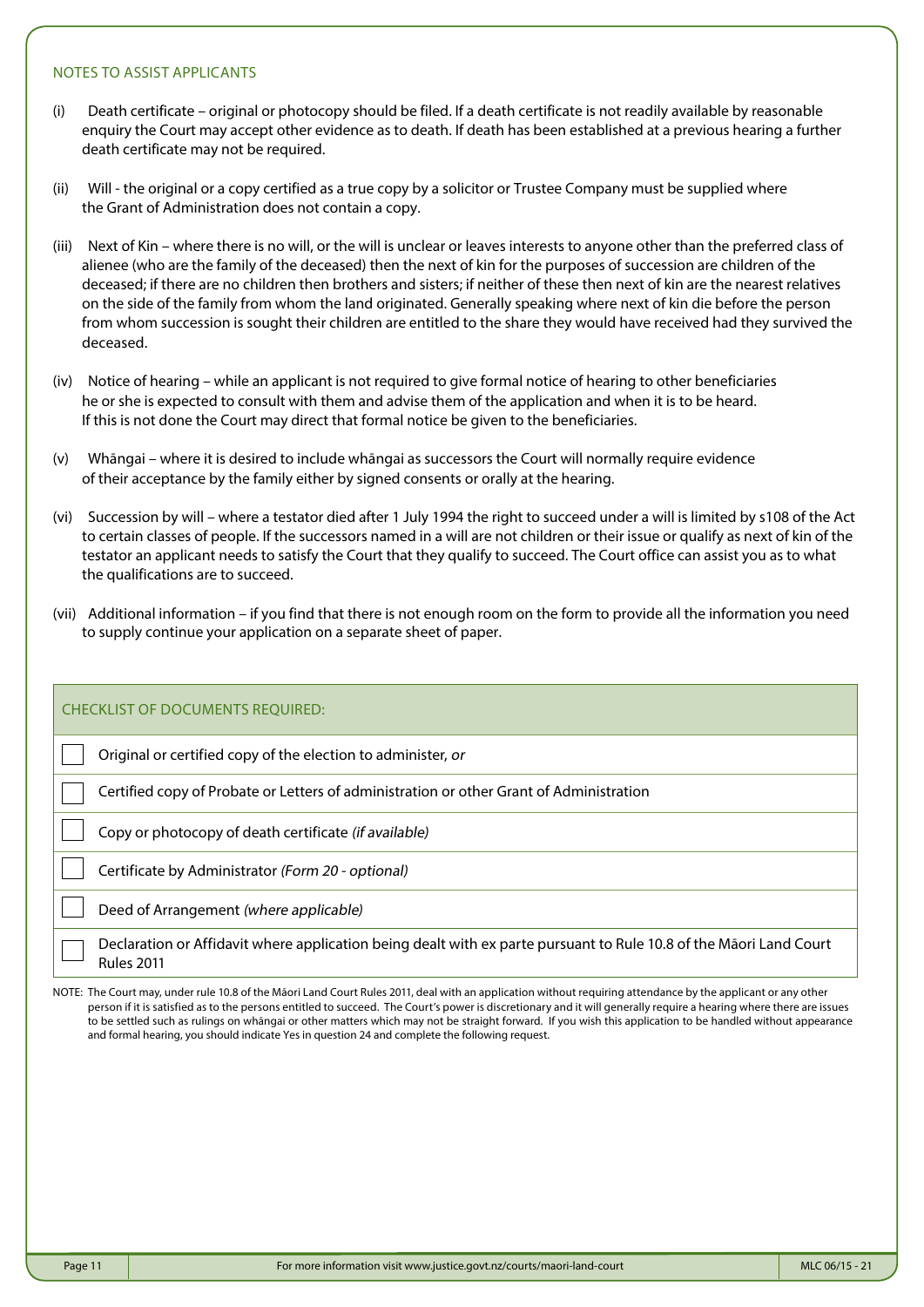## NOTES TO ASSIST APPLICANTS

(i) Death certificate – original or photocopy should be filed. If a death certificate is not readily available by reasonable enquiry the Court may accept other evidence as to death. If death has been established at a previous hearing a further death certificate may not be required.

(ii) Will - the original or a copy certified as a true copy by a solicitor or Trustee Company must be supplied where the Grant of Administration does not contain a copy.

(iii) Next of Kin – where there is no will, or the will is unclear or leaves interests to anyone other than the preferred class of alienee (who are the family of the deceased) then the next of kin for the purposes of succession are children of the deceased; if there are no children then brothers and sisters; if neither of these then next of kin are the nearest relatives on the side of the family from whom the land originated. Generally speaking where next of kin die before the person from whom succession is sought their children are entitled to the share they would have received had they survived the deceased.

(iv) Notice of hearing – while an applicant is not required to give formal notice of hearing to other beneficiaries he or she is expected to consult with them and advise them of the application and when it is to be heard. If this is not done the Court may direct that formal notice be given to the beneficiaries.

(v) Whāngai – where it is desired to include whāngai as successors the Court will normally require evidence of their acceptance by the family either by signed consents or orally at the hearing.

(vi) Succession by will – where a testator died after 1 July 1994 the right to succeed under a will is limited by s108 of the Act to certain classes of people. If the successors named in a will are not children or their issue or qualify as next of kin of the testator an applicant needs to satisfy the Court that they qualify to succeed. The Court office can assist you as to what the qualifications are to succeed.

(vii) Additional information – if you find that there is not enough room on the form to provide all the information you need to supply continue your application on a separate sheet of paper.

| CHECKLIST OF DOCUMENTS REQUIRED: | |
|---|---|
| ☐ | Original or certified copy of the election to administer, *or* |
| ☐ | Certified copy of Probate or Letters of administration or other Grant of Administration |
| ☐ | Copy or photocopy of death certificate *(if available)* |
| ☐ | Certificate by Administrator *(Form 20 - optional)* |
| ☐ | Deed of Arrangement *(where applicable)* |
| ☐ | Declaration or Affidavit where application being dealt with ex parte pursuant to Rule 10.8 of the Māori Land Court Rules 2011 |

NOTE: The Court may, under rule 10.8 of the Māori Land Court Rules 2011, deal with an application without requiring attendance by the applicant or any other person if it is satisfied as to the persons entitled to succeed. The Court's power is discretionary and it will generally require a hearing where there are issues to be settled such as rulings on whāngai or other matters which may not be straight forward. If you wish this application to be handled without appearance and formal hearing, you should indicate Yes in question 24 and complete the following request.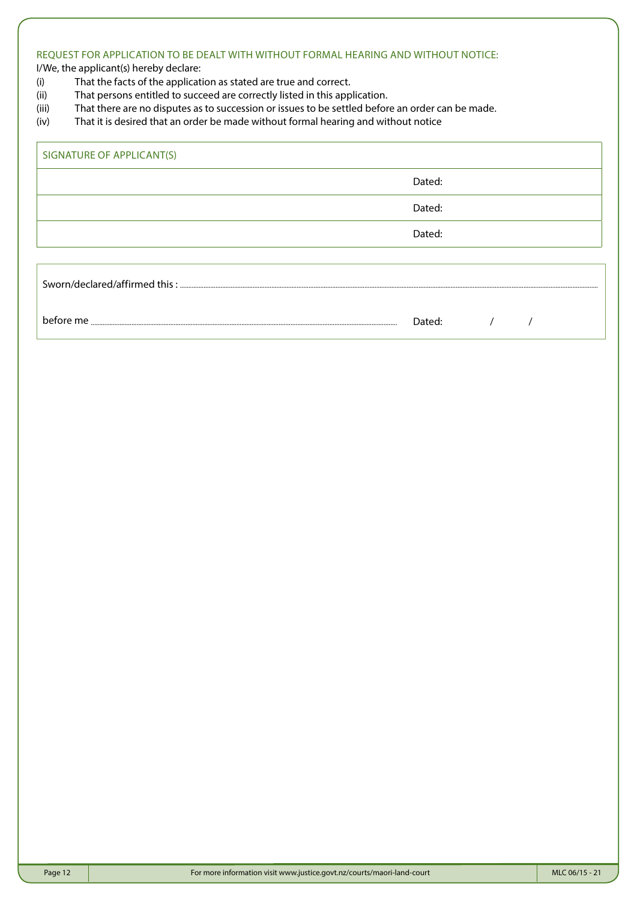## REQUEST FOR APPLICATION TO BE DEALT WITH WITHOUT FORMAL HEARING AND WITHOUT NOTICE:

I/We, the applicant(s) hereby declare:

(i) That the facts of the application as stated are true and correct.
(ii) That persons entitled to succeed are correctly listed in this application.
(iii) That there are no disputes as to succession or issues to be settled before an order can be made.
(iv) That it is desired that an order be made without formal hearing and without notice

| SIGNATURE OF APPLICANT(S) | |
|---|---|
| | Dated: |
| | Dated: |
| | Dated: |

Sworn/declared/affirmed this : ..........................................................................................

before me .......................................................................... Dated: / /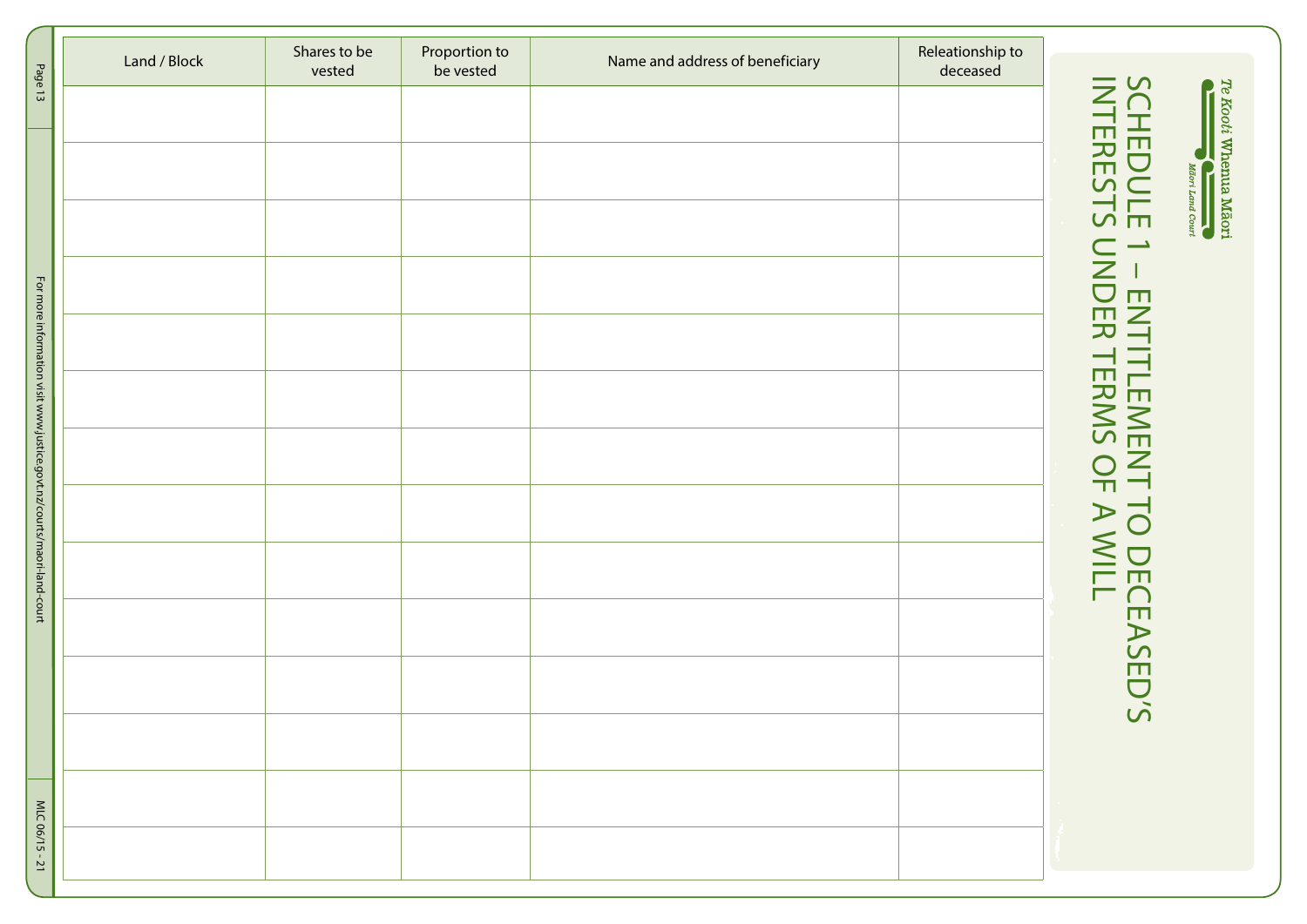Te Kooti Whenua Māori
Māori Land Court

# SCHEDULE 1 – ENTITLEMENT TO DECEASED'S INTERESTS UNDER TERMS OF A WILL

| Land / Block | Shares to be vested | Proportion to be vested | Name and address of beneficiary | Releationship to deceased |
|---|---|---|---|---|
| | | | | |
| | | | | |
| | | | | |
| | | | | |
| | | | | |
| | | | | |
| | | | | |
| | | | | |
| | | | | |
| | | | | |
| | | | | |
| | | | | |
| | | | | |
| | | | | |

For more information visit www.justice.govt.nz/courts/maori-land-court

MLC 06/15 - 21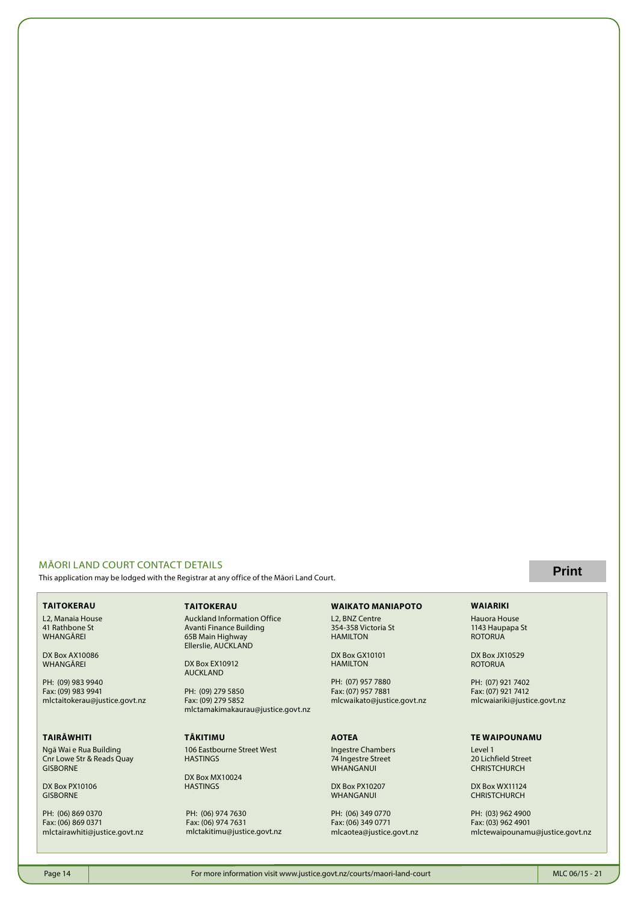## MĀORI LAND COURT CONTACT DETAILS

This application may be lodged with the Registrar at any office of the Māori Land Court.

Print

**TAITOKERAU**

L2, Manaia House
41 Rathbone St
WHANGĀREI

DX Box AX10086
WHANGĀREI

PH: (09) 983 9940
Fax: (09) 983 9941
mlctaitokerau@justice.govt.nz

**TAITOKERAU**

Auckland Information Office
Avanti Finance Building
65B Main Highway
Ellerslie, AUCKLAND

DX Box EX10912
AUCKLAND

PH: (09) 279 5850
Fax: (09) 279 5852
mlctamakimakaurau@justice.govt.nz

**WAIKATO MANIAPOTO**

L2, BNZ Centre
354-358 Victoria St
HAMILTON

DX Box GX10101
HAMILTON

PH: (07) 957 7880
Fax: (07) 957 7881
mlcwaikato@justice.govt.nz

**WAIARIKI**

Hauora House
1143 Haupapa St
ROTORUA

DX Box JX10529
ROTORUA

PH: (07) 921 7402
Fax: (07) 921 7412
mlcwaiariki@justice.govt.nz

**TAIRĀWHITI**

Ngā Wai e Rua Building
Cnr Lowe Str & Reads Quay
GISBORNE

DX Box PX10106
GISBORNE

PH: (06) 869 0370
Fax: (06) 869 0371
mlctairawhiti@justice.govt.nz

**TĀKITIMU**

106 Eastbourne Street West
HASTINGS

DX Box MX10024
HASTINGS

PH: (06) 974 7630
Fax: (06) 974 7631
mlctakitimu@justice.govt.nz

**AOTEA**

Ingestre Chambers
74 Ingestre Street
WHANGANUI

DX Box PX10207
WHANGANUI

PH: (06) 349 0770
Fax: (06) 349 0771
mlcaotea@justice.govt.nz

**TE WAIPOUNAMU**

Level 1
20 Lichfield Street
CHRISTCHURCH

DX Box WX11124
CHRISTCHURCH

PH: (03) 962 4900
Fax: (03) 962 4901
mlctewaipounamu@justice.govt.nz

For more information visit www.justice.govt.nz/courts/maori-land-court

MLC 06/15 - 21